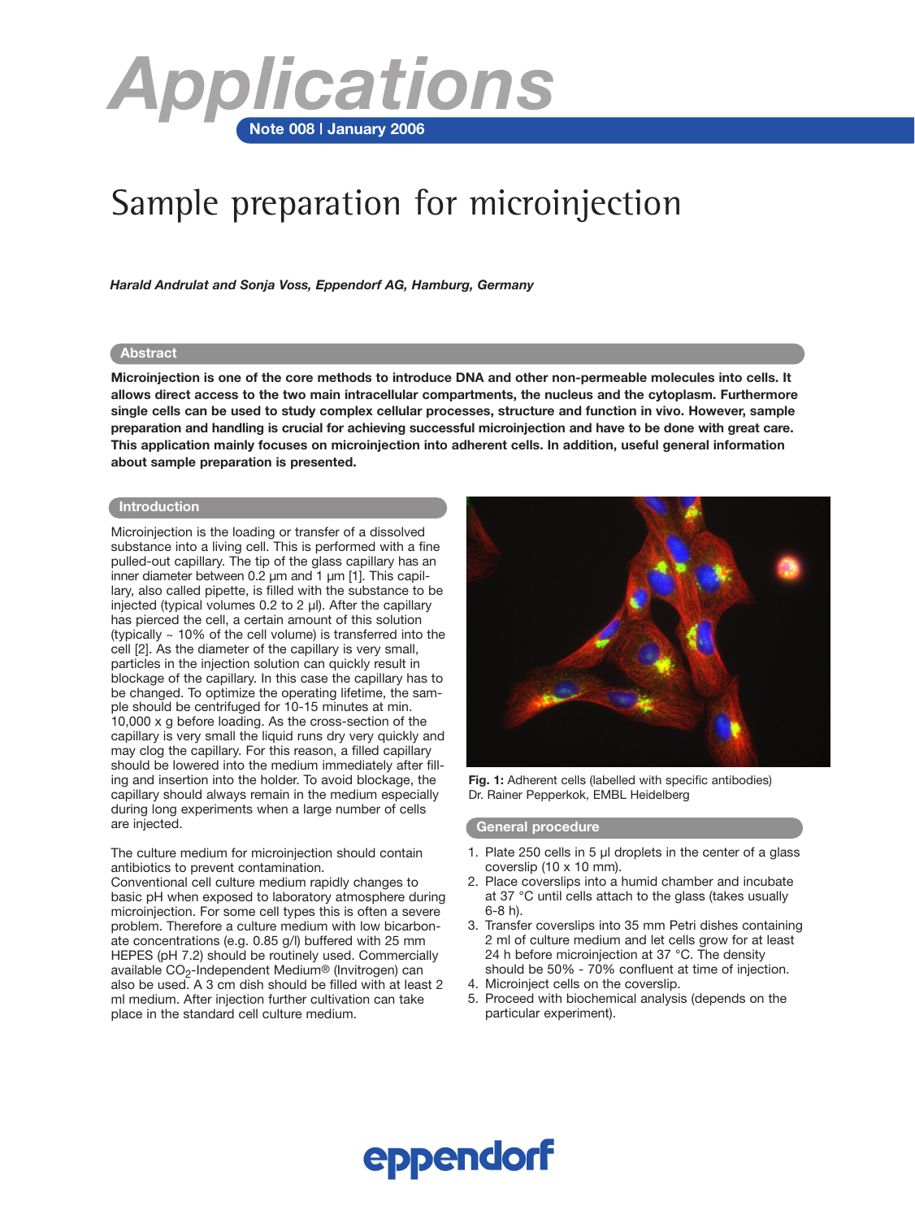# Applications

**Note 008 | January 2006**

# Sample preparation for microinjection

***Harald Andrulat and Sonja Voss, Eppendorf AG, Hamburg, Germany***

## Abstract

**Microinjection is one of the core methods to introduce DNA and other non-permeable molecules into cells. It allows direct access to the two main intracellular compartments, the nucleus and the cytoplasm. Furthermore single cells can be used to study complex cellular processes, structure and function in vivo. However, sample preparation and handling is crucial for achieving successful microinjection and have to be done with great care. This application mainly focuses on microinjection into adherent cells. In addition, useful general information about sample preparation is presented.**

## Introduction

Microinjection is the loading or transfer of a dissolved substance into a living cell. This is performed with a fine pulled-out capillary. The tip of the glass capillary has an inner diameter between 0.2 µm and 1 µm [1]. This capillary, also called pipette, is filled with the substance to be injected (typical volumes 0.2 to 2 µl). After the capillary has pierced the cell, a certain amount of this solution (typically ~ 10% of the cell volume) is transferred into the cell [2]. As the diameter of the capillary is very small, particles in the injection solution can quickly result in blockage of the capillary. In this case the capillary has to be changed. To optimize the operating lifetime, the sample should be centrifuged for 10-15 minutes at min. 10,000 x g before loading. As the cross-section of the capillary is very small the liquid runs dry very quickly and may clog the capillary. For this reason, a filled capillary should be lowered into the medium immediately after filling and insertion into the holder. To avoid blockage, the capillary should always remain in the medium especially during long experiments when a large number of cells are injected.

The culture medium for microinjection should contain antibiotics to prevent contamination.
Conventional cell culture medium rapidly changes to basic pH when exposed to laboratory atmosphere during microinjection. For some cell types this is often a severe problem. Therefore a culture medium with low bicarbonate concentrations (e.g. 0.85 g/l) buffered with 25 mm HEPES (pH 7.2) should be routinely used. Commercially available $CO_2$-Independent Medium® (Invitrogen) can also be used. A 3 cm dish should be filled with at least 2 ml medium. After injection further cultivation can take place in the standard cell culture medium.

**Fig. 1:** Adherent cells (labelled with specific antibodies)
Dr. Rainer Pepperkok, EMBL Heidelberg

## General procedure

1. Plate 250 cells in 5 µl droplets in the center of a glass coverslip (10 x 10 mm).
2. Place coverslips into a humid chamber and incubate at 37 °C until cells attach to the glass (takes usually 6-8 h).
3. Transfer coverslips into 35 mm Petri dishes containing 2 ml of culture medium and let cells grow for at least 24 h before microinjection at 37 °C. The density should be 50% - 70% confluent at time of injection.
4. Microinject cells on the coverslip.
5. Proceed with biochemical analysis (depends on the particular experiment).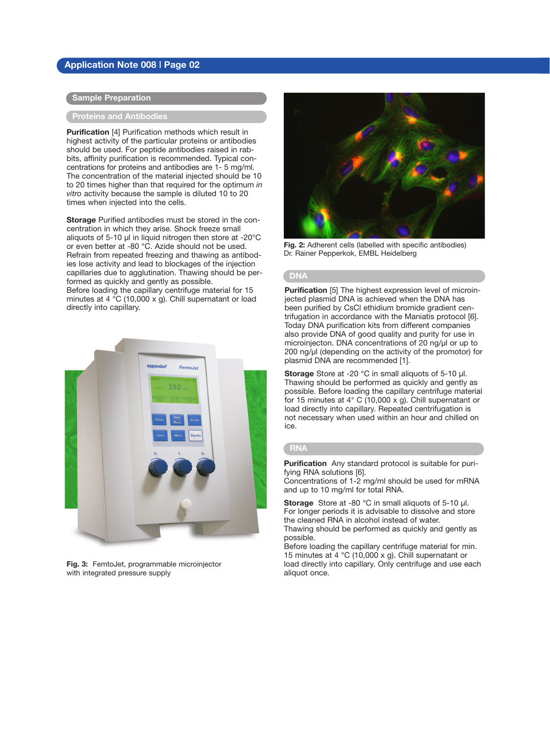## Sample Preparation

### Proteins and Antibodies

**Purification** [4] Purification methods which result in highest activity of the particular proteins or antibodies should be used. For peptide antibodies raised in rabbits, affinity purification is recommended. Typical concentrations for proteins and antibodies are 1- 5 mg/ml. The concentration of the material injected should be 10 to 20 times higher than that required for the optimum *in vitro* activity because the sample is diluted 10 to 20 times when injected into the cells.

**Storage** Purified antibodies must be stored in the concentration in which they arise. Shock freeze small aliquots of 5-10 µl in liquid nitrogen then store at -20°C or even better at -80 °C. Azide should not be used. Refrain from repeated freezing and thawing as antibodies lose activity and lead to blockages of the injection capillaries due to agglutination. Thawing should be performed as quickly and gently as possible.
Before loading the capillary centrifuge material for 15 minutes at 4 °C (10,000 x g). Chill supernatant or load directly into capillary.

Fig. 3: FemtoJet, programmable microinjector with integrated pressure supply

Fig. 2: Adherent cells (labelled with specific antibodies) Dr. Rainer Pepperkok, EMBL Heidelberg

### DNA

**Purification** [5] The highest expression level of microinjected plasmid DNA is achieved when the DNA has been purified by CsCl ethidium bromide gradient centrifugation in accordance with the Maniatis protocol [6]. Today DNA purification kits from different companies also provide DNA of good quality and purity for use in microinjecton. DNA concentrations of 20 ng/µl or up to 200 ng/µl (depending on the activity of the promotor) for plasmid DNA are recommended [1].

**Storage** Store at -20 °C in small aliquots of 5-10 µl. Thawing should be performed as quickly and gently as possible. Before loading the capillary centrifuge material for 15 minutes at 4° C (10,000 x g). Chill supernatant or load directly into capillary. Repeated centrifugation is not necessary when used within an hour and chilled on ice.

### RNA

**Purification** Any standard protocol is suitable for purifying RNA solutions [6].
Concentrations of 1-2 mg/ml should be used for mRNA and up to 10 mg/ml for total RNA.

**Storage** Store at -80 °C in small aliquots of 5-10 µl. For longer periods it is advisable to dissolve and store the cleaned RNA in alcohol instead of water.
Thawing should be performed as quickly and gently as possible.
Before loading the capillary centrifuge material for min. 15 minutes at 4 °C (10,000 x g). Chill supernatant or load directly into capillary. Only centrifuge and use each aliquot once.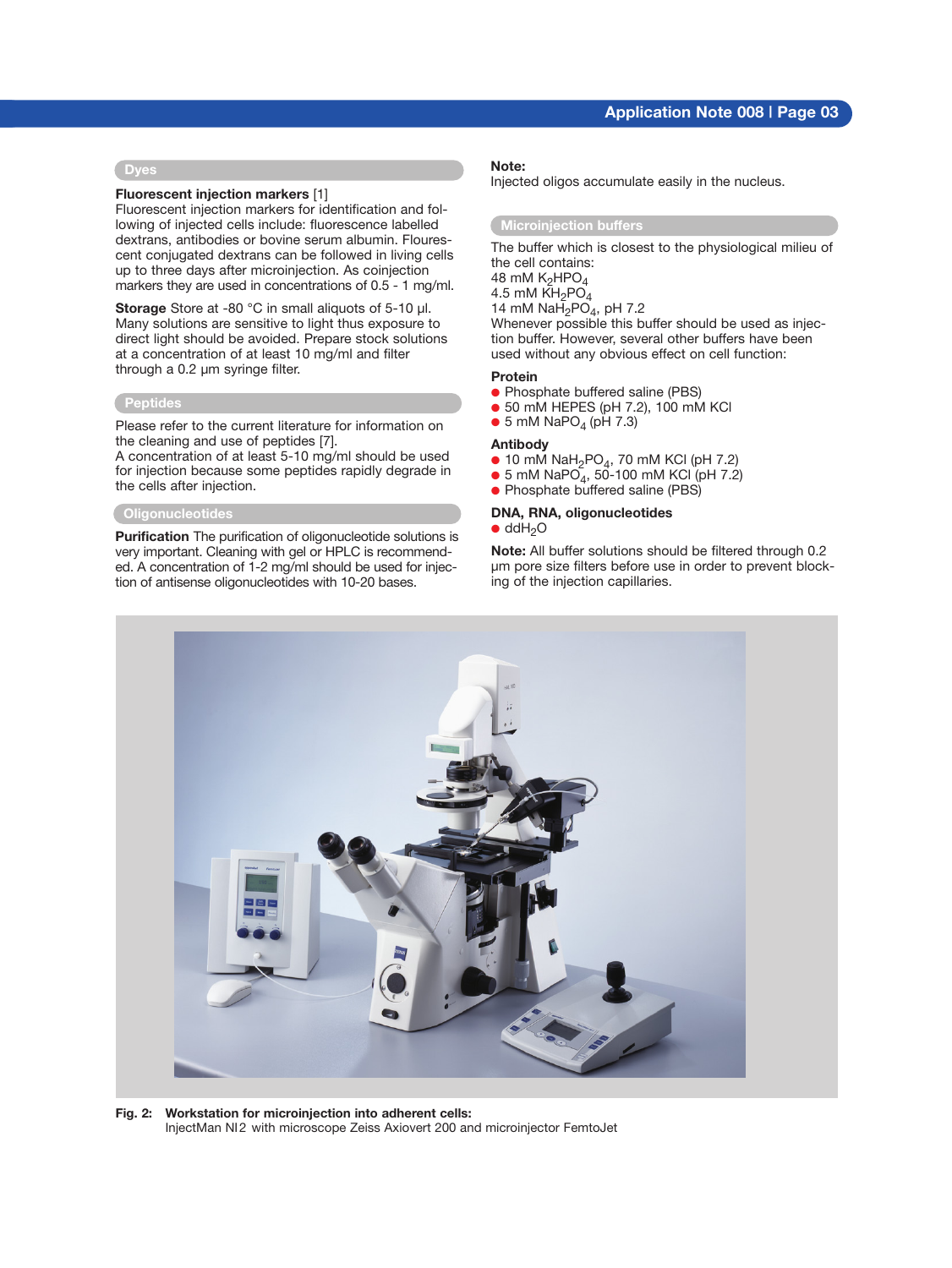## Dyes

**Fluorescent injection markers** [1]
Fluorescent injection markers for identification and following of injected cells include: fluorescence labelled dextrans, antibodies or bovine serum albumin. Fluorescent conjugated dextrans can be followed in living cells up to three days after microinjection. As coinjection markers they are used in concentrations of 0.5 - 1 mg/ml.

**Storage** Store at -80 °C in small aliquots of 5-10 µl. Many solutions are sensitive to light thus exposure to direct light should be avoided. Prepare stock solutions at a concentration of at least 10 mg/ml and filter through a 0.2 µm syringe filter.

## Peptides

Please refer to the current literature for information on the cleaning and use of peptides [7].
A concentration of at least 5-10 mg/ml should be used for injection because some peptides rapidly degrade in the cells after injection.

## Oligonucleotides

**Purification** The purification of oligonucleotide solutions is very important. Cleaning with gel or HPLC is recommended. A concentration of 1-2 mg/ml should be used for injection of antisense oligonucleotides with 10-20 bases.

**Note:**
Injected oligos accumulate easily in the nucleus.

## Microinjection buffers

The buffer which is closest to the physiological milieu of the cell contains:
48 mM $K_2HPO_4$
4.5 mM $KH_2PO_4$
14 mM $NaH_2PO_4$, pH 7.2
Whenever possible this buffer should be used as injection buffer. However, several other buffers have been used without any obvious effect on cell function:

**Protein**

- Phosphate buffered saline (PBS)
- 50 mM HEPES (pH 7.2), 100 mM KCl
- 5 mM $NaPO_4$ (pH 7.3)

**Antibody**

- 10 mM $NaH_2PO_4$, 70 mM KCl (pH 7.2)
- 5 mM $NaPO_4$, 50-100 mM KCl (pH 7.2)
- Phosphate buffered saline (PBS)

**DNA, RNA, oligonucleotides**

- dd$H_2O$

**Note:** All buffer solutions should be filtered through 0.2 µm pore size filters before use in order to prevent blocking of the injection capillaries.

**Fig. 2: Workstation for microinjection into adherent cells:**
InjectMan NI2 with microscope Zeiss Axiovert 200 and microinjector FemtoJet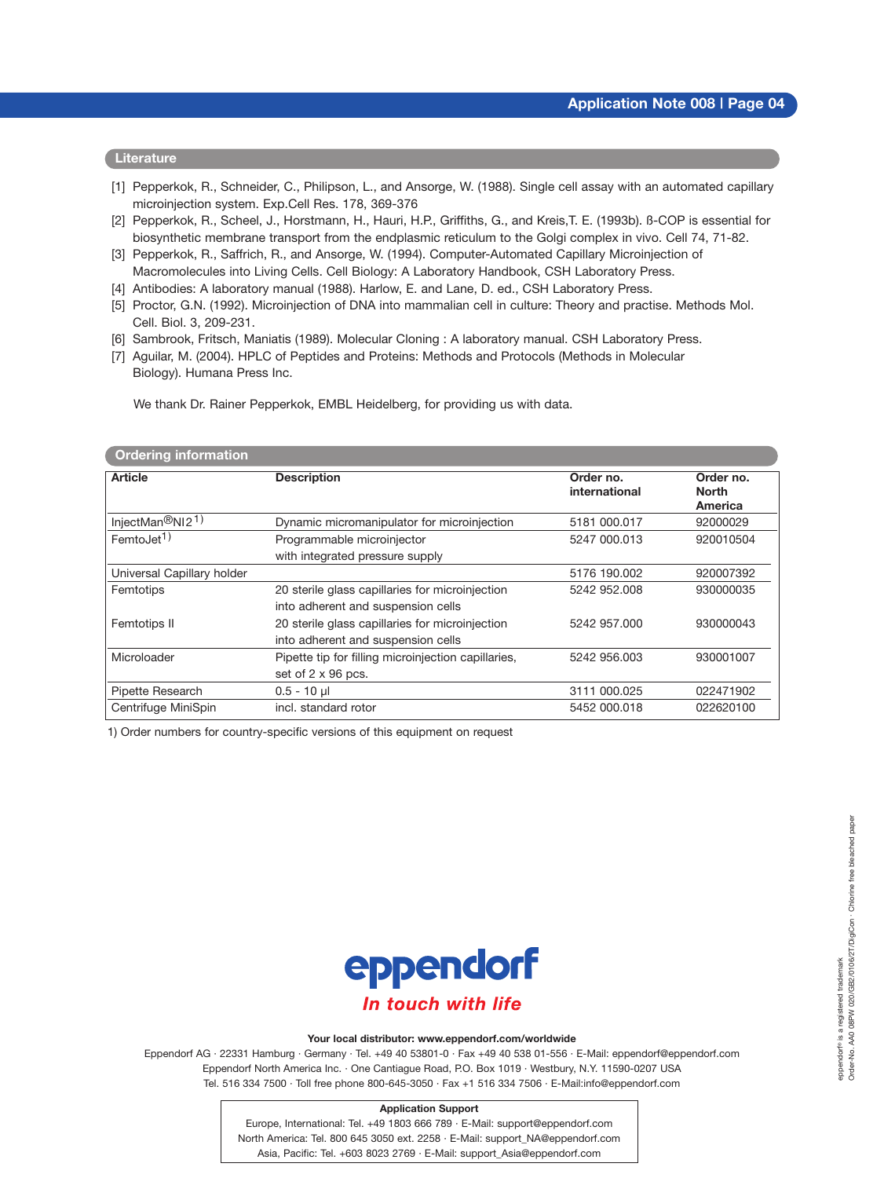## Literature

[1] Pepperkok, R., Schneider, C., Philipson, L., and Ansorge, W. (1988). Single cell assay with an automated capillary microinjection system. Exp.Cell Res. 178, 369-376

[2] Pepperkok, R., Scheel, J., Horstmann, H., Hauri, H.P., Griffiths, G., and Kreis,T. E. (1993b). ß-COP is essential for biosynthetic membrane transport from the endplasmic reticulum to the Golgi complex in vivo. Cell 74, 71-82.

[3] Pepperkok, R., Saffrich, R., and Ansorge, W. (1994). Computer-Automated Capillary Microinjection of Macromolecules into Living Cells. Cell Biology: A Laboratory Handbook, CSH Laboratory Press.

[4] Antibodies: A laboratory manual (1988). Harlow, E. and Lane, D. ed., CSH Laboratory Press.

[5] Proctor, G.N. (1992). Microinjection of DNA into mammalian cell in culture: Theory and practise. Methods Mol. Cell. Biol. 3, 209-231.

[6] Sambrook, Fritsch, Maniatis (1989). Molecular Cloning : A laboratory manual. CSH Laboratory Press.

[7] Aguilar, M. (2004). HPLC of Peptides and Proteins: Methods and Protocols (Methods in Molecular Biology). Humana Press Inc.

We thank Dr. Rainer Pepperkok, EMBL Heidelberg, for providing us with data.

## Ordering information

| Article | Description | Order no. international | Order no. North America |
|---|---|---|---|
| InjectMan®NI 2[1)] | Dynamic micromanipulator for microinjection | 5181 000.017 | 92000029 |
| FemtoJet[1)] | Programmable microinjector with integrated pressure supply | 5247 000.013 | 920010504 |
| Universal Capillary holder | | 5176 190.002 | 920007392 |
| Femtotips | 20 sterile glass capillaries for microinjection into adherent and suspension cells | 5242 952.008 | 930000035 |
| Femtotips II | 20 sterile glass capillaries for microinjection into adherent and suspension cells | 5242 957.000 | 930000043 |
| Microloader | Pipette tip for filling microinjection capillaries, set of 2 x 96 pcs. | 5242 956.003 | 930001007 |
| Pipette Research | 0.5 - 10 µl | 3111 000.025 | 022471902 |
| Centrifuge MiniSpin | incl. standard rotor | 5452 000.018 | 022620100 |

1) Order numbers for country-specific versions of this equipment on request

eppendorf

*In touch with life*

**Your local distributor: www.eppendorf.com/worldwide**

Eppendorf AG · 22331 Hamburg · Germany · Tel. +49 40 53801-0 · Fax +49 40 538 01-556 · E-Mail: eppendorf@eppendorf.com
Eppendorf North America Inc. · One Cantiague Road, P.O. Box 1019 · Westbury, N.Y. 11590-0207 USA
Tel. 516 334 7500 · Toll free phone 800-645-3050 · Fax +1 516 334 7506 · E-Mail:info@eppendorf.com

**Application Support**

Europe, International: Tel. +49 1803 666 789 · E-Mail: support@eppendorf.com
North America: Tel. 800 645 3050 ext. 2258 · E-Mail: support_NA@eppendorf.com
Asia, Pacific: Tel. +603 8023 2769 · E-Mail: support_Asia@eppendorf.com

eppendorf® is a registered trademark
Order-No. AA0 08PW 020/GB2/0106/2T/DigiCon · Chlorine free bleached paper